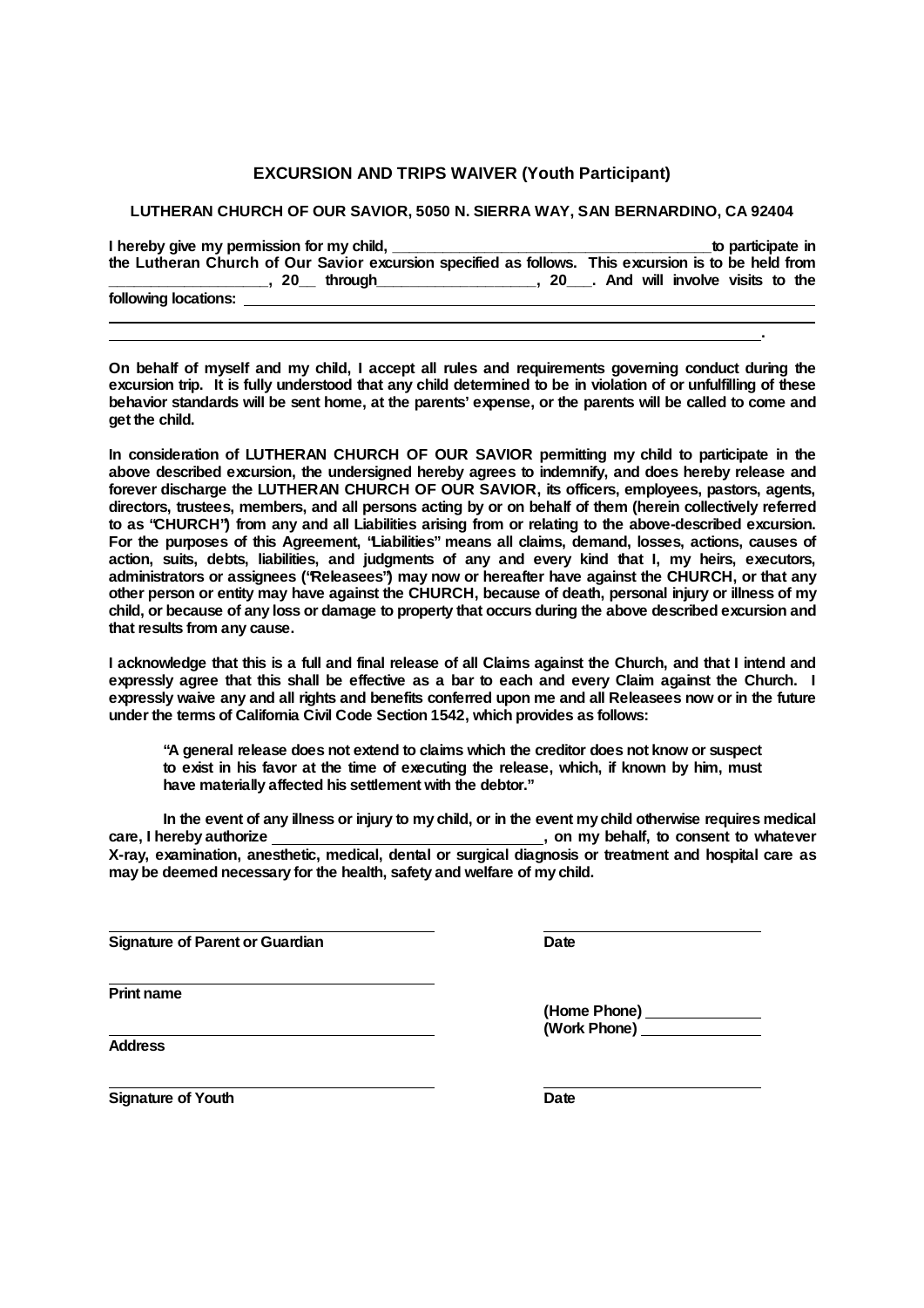### EXCURSION AND TRIPS WAIVER (Youth Participant)

**LUTHERAN CHURCH OF OUR SAVIOR, 5050 N. SIERRA WAY, SAN BERNARDINO, CA 92404**

**I hereby give my permission for my child, ______________________________________to participate in the Lutheran Church of Our Savior excursion specified as follows. This excursion is to be held from ___________________, 20__ through___________________, 20___. And will involve visits to the following locations: ____________________________________________________________________**

**____________________________________________________________________________________**

**____________________________________________________________________________________.**

**On behalf of myself and my child, I accept all rules and requirements governing conduct during the excursion trip. It is fully understood that any child determined to be in violation of or unfulfilling of these behavior standards will be sent home, at the parents' expense, or the parents will be called to come and get the child.**

**In consideration of LUTHERAN CHURCH OF OUR SAVIOR permitting my child to participate in the above described excursion, the undersigned hereby agrees to indemnify, and does hereby release and forever discharge the LUTHERAN CHURCH OF OUR SAVIOR, its officers, employees, pastors, agents, directors, trustees, members, and all persons acting by or on behalf of them (herein collectively referred to as "CHURCH") from any and all Liabilities arising from or relating to the above-described excursion. For the purposes of this Agreement, "Liabilities" means all claims, demand, losses, actions, causes of action, suits, debts, liabilities, and judgments of any and every kind that I, my heirs, executors, administrators or assignees ("Releasees") may now or hereafter have against the CHURCH, or that any other person or entity may have against the CHURCH, because of death, personal injury or illness of my child, or because of any loss or damage to property that occurs during the above described excursion and that results from any cause.**

**I acknowledge that this is a full and final release of all Claims against the Church, and that I intend and expressly agree that this shall be effective as a bar to each and every Claim against the Church. I expressly waive any and all rights and benefits conferred upon me and all Releasees now or in the future under the terms of California Civil Code Section 1542, which provides as follows:**

> **"A general release does not extend to claims which the creditor does not know or suspect to exist in his favor at the time of executing the release, which, if known by him, must have materially affected his settlement with the debtor."**

**In the event of any illness or injury to my child, or in the event my child otherwise requires medical care, I hereby authorize ________________________________, on my behalf, to consent to whatever X-ray, examination, anesthetic, medical, dental or surgical diagnosis or treatment and hospital care as may be deemed necessary for the health, safety and welfare of my child.**

________________________________________ ________________________________

**Signature of Parent or Guardian** **Date**

________________________________________

**Print name**

**(Home Phone)** ______________

________________________________________ **(Work Phone)** ______________

**Address**

________________________________________ ________________________________

**Signature of Youth** **Date**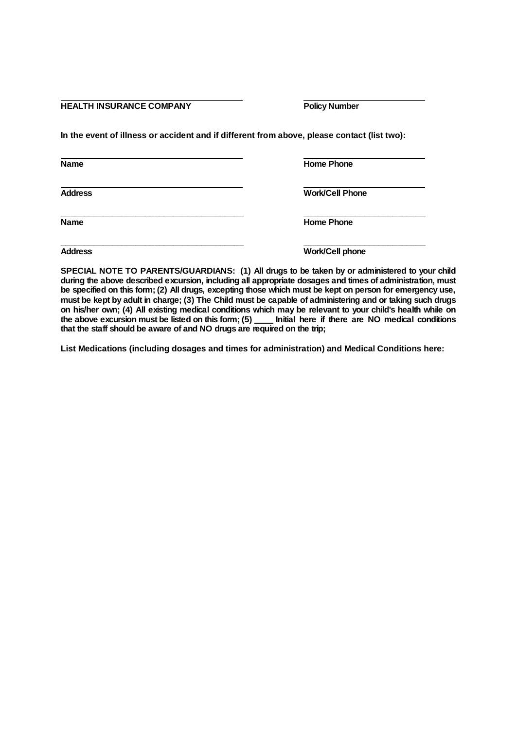______________________________ ______________________________

**HEALTH INSURANCE COMPANY** **Policy Number**

**In the event of illness or accident and if different from above, please contact (list two):**

______________________________ ______________________________

**Name** **Home Phone**

______________________________ ______________________________

**Address** **Work/Cell Phone**

______________________________ ______________________________

**Name** **Home Phone**

______________________________ ______________________________

**Address** **Work/Cell phone**

**SPECIAL NOTE TO PARENTS/GUARDIANS: (1) All drugs to be taken by or administered to your child during the above described excursion, including all appropriate dosages and times of administration, must be specified on this form; (2) All drugs, excepting those which must be kept on person for emergency use, must be kept by adult in charge; (3) The Child must be capable of administering and or taking such drugs on his/her own; (4) All existing medical conditions which may be relevant to your child's health while on the above excursion must be listed on this form; (5) ____ Initial here if there are NO medical conditions that the staff should be aware of and NO drugs are required on the trip;**

**List Medications (including dosages and times for administration) and Medical Conditions here:**